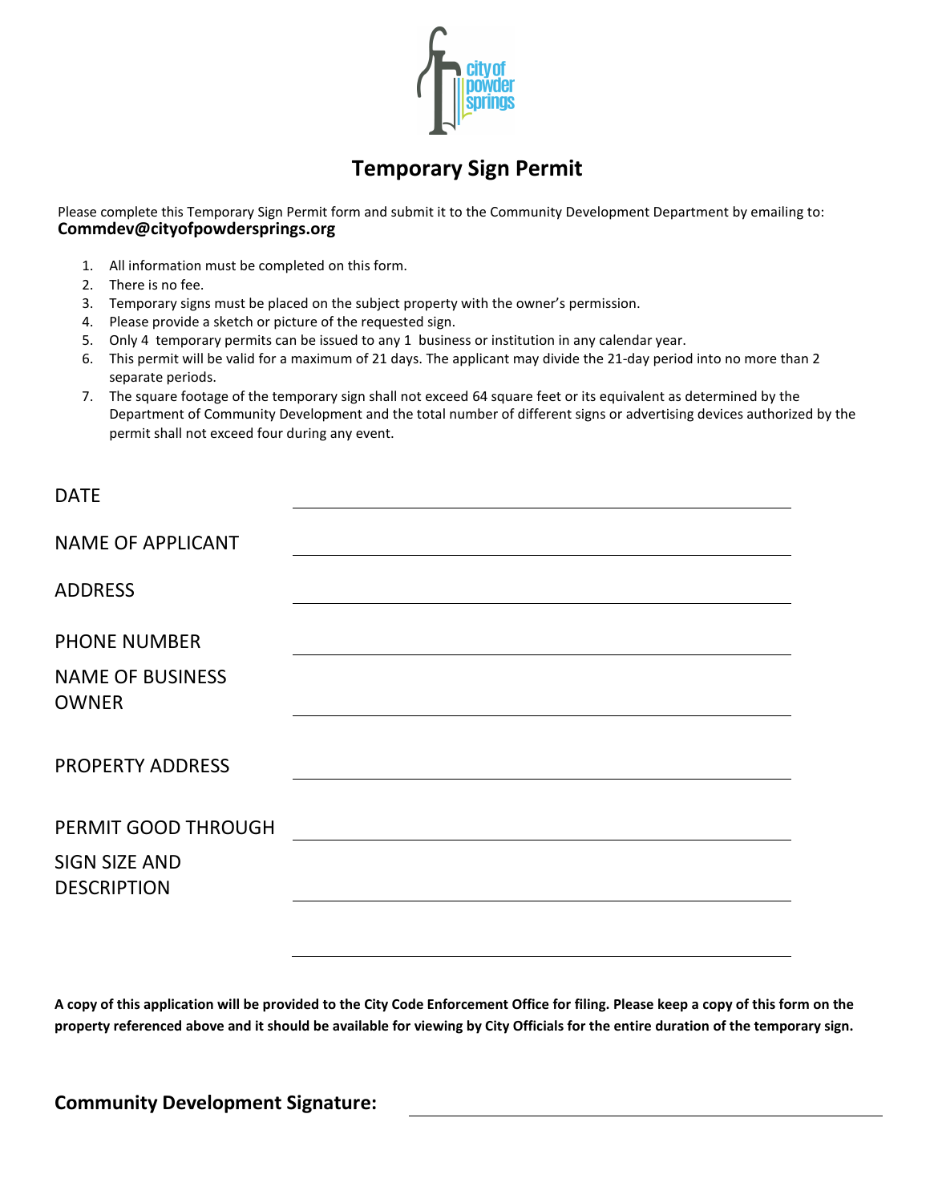city of powder springs

# Temporary Sign Permit

Please complete this Temporary Sign Permit form and submit it to the Community Development Department by emailing to:
**Commdev@cityofpowdersprings.org**

1. All information must be completed on this form.
2. There is no fee.
3. Temporary signs must be placed on the subject property with the owner's permission.
4. Please provide a sketch or picture of the requested sign.
5. Only 4 temporary permits can be issued to any 1 business or institution in any calendar year.
6. This permit will be valid for a maximum of 21 days. The applicant may divide the 21-day period into no more than 2 separate periods.
7. The square footage of the temporary sign shall not exceed 64 square feet or its equivalent as determined by the Department of Community Development and the total number of different signs or advertising devices authorized by the permit shall not exceed four during any event.

DATE \_\_\_\_\_\_\_\_\_\_\_\_\_\_\_\_\_\_\_\_\_\_\_\_\_\_\_\_\_\_

NAME OF APPLICANT \_\_\_\_\_\_\_\_\_\_\_\_\_\_\_\_\_\_\_\_\_\_\_\_\_\_\_\_\_\_

ADDRESS \_\_\_\_\_\_\_\_\_\_\_\_\_\_\_\_\_\_\_\_\_\_\_\_\_\_\_\_\_\_

PHONE NUMBER \_\_\_\_\_\_\_\_\_\_\_\_\_\_\_\_\_\_\_\_\_\_\_\_\_\_\_\_\_\_

NAME OF BUSINESS OWNER \_\_\_\_\_\_\_\_\_\_\_\_\_\_\_\_\_\_\_\_\_\_\_\_\_\_\_\_\_\_

PROPERTY ADDRESS \_\_\_\_\_\_\_\_\_\_\_\_\_\_\_\_\_\_\_\_\_\_\_\_\_\_\_\_\_\_

PERMIT GOOD THROUGH \_\_\_\_\_\_\_\_\_\_\_\_\_\_\_\_\_\_\_\_\_\_\_\_\_\_\_\_\_\_

SIGN SIZE AND DESCRIPTION \_\_\_\_\_\_\_\_\_\_\_\_\_\_\_\_\_\_\_\_\_\_\_\_\_\_\_\_\_\_

\_\_\_\_\_\_\_\_\_\_\_\_\_\_\_\_\_\_\_\_\_\_\_\_\_\_\_\_\_\_

**A copy of this application will be provided to the City Code Enforcement Office for filing. Please keep a copy of this form on the property referenced above and it should be available for viewing by City Officials for the entire duration of the temporary sign.**

**Community Development Signature:** \_\_\_\_\_\_\_\_\_\_\_\_\_\_\_\_\_\_\_\_\_\_\_\_\_\_\_\_\_\_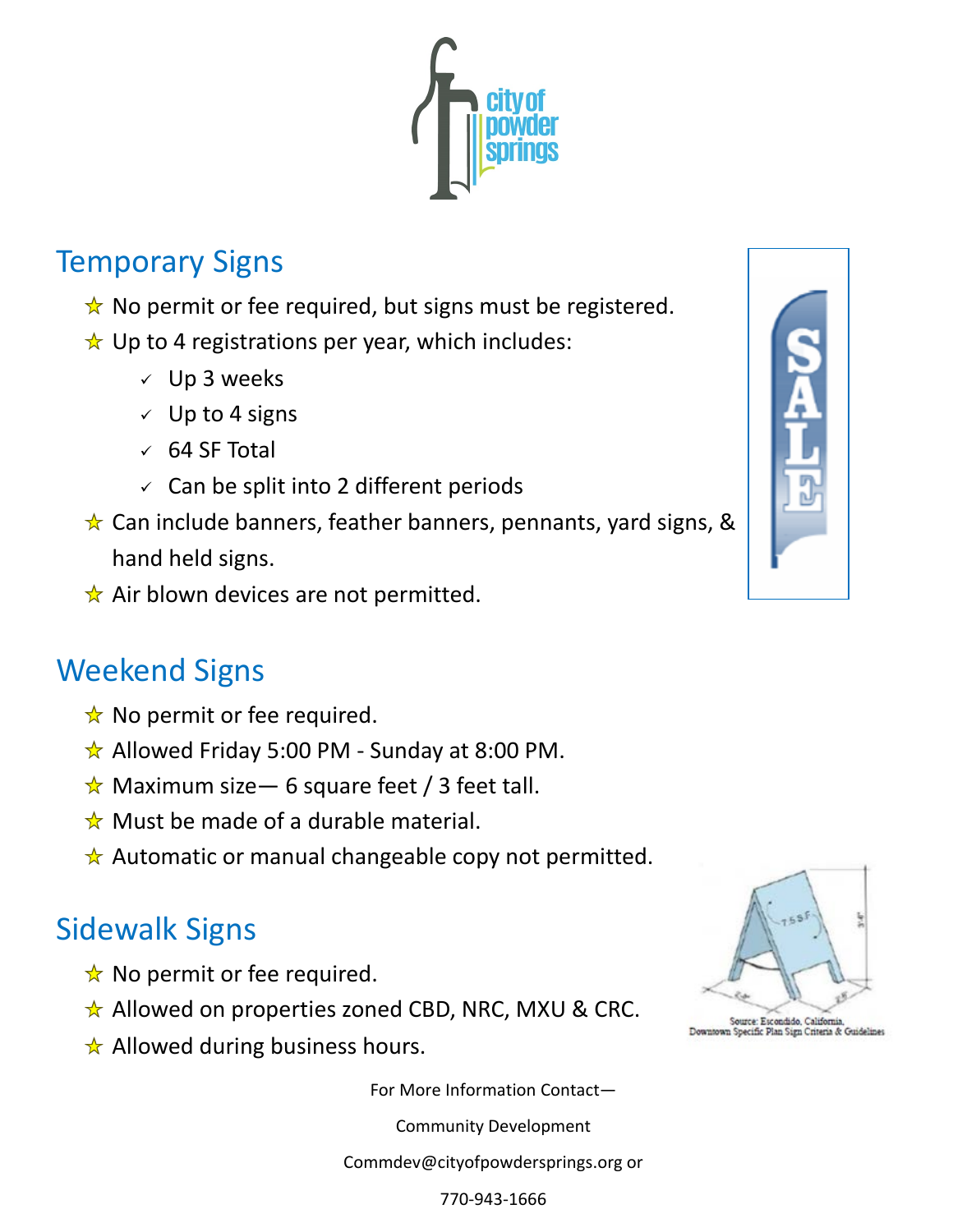## Temporary Signs

- No permit or fee required, but signs must be registered.
- Up to 4 registrations per year, which includes:
  - Up 3 weeks
  - Up to 4 signs
  - 64 SF Total
  - Can be split into 2 different periods
- Can include banners, feather banners, pennants, yard signs, & hand held signs.
- Air blown devices are not permitted.

## Weekend Signs

- No permit or fee required.
- Allowed Friday 5:00 PM - Sunday at 8:00 PM.
- Maximum size— 6 square feet / 3 feet tall.
- Must be made of a durable material.
- Automatic or manual changeable copy not permitted.

## Sidewalk Signs

- No permit or fee required.
- Allowed on properties zoned CBD, NRC, MXU & CRC.
- Allowed during business hours.

Source: Escondido, California, Downtown Specific Plan Sign Criteria & Guidelines

For More Information Contact—

Community Development

Commdev@cityofpowdersprings.org or

770-943-1666